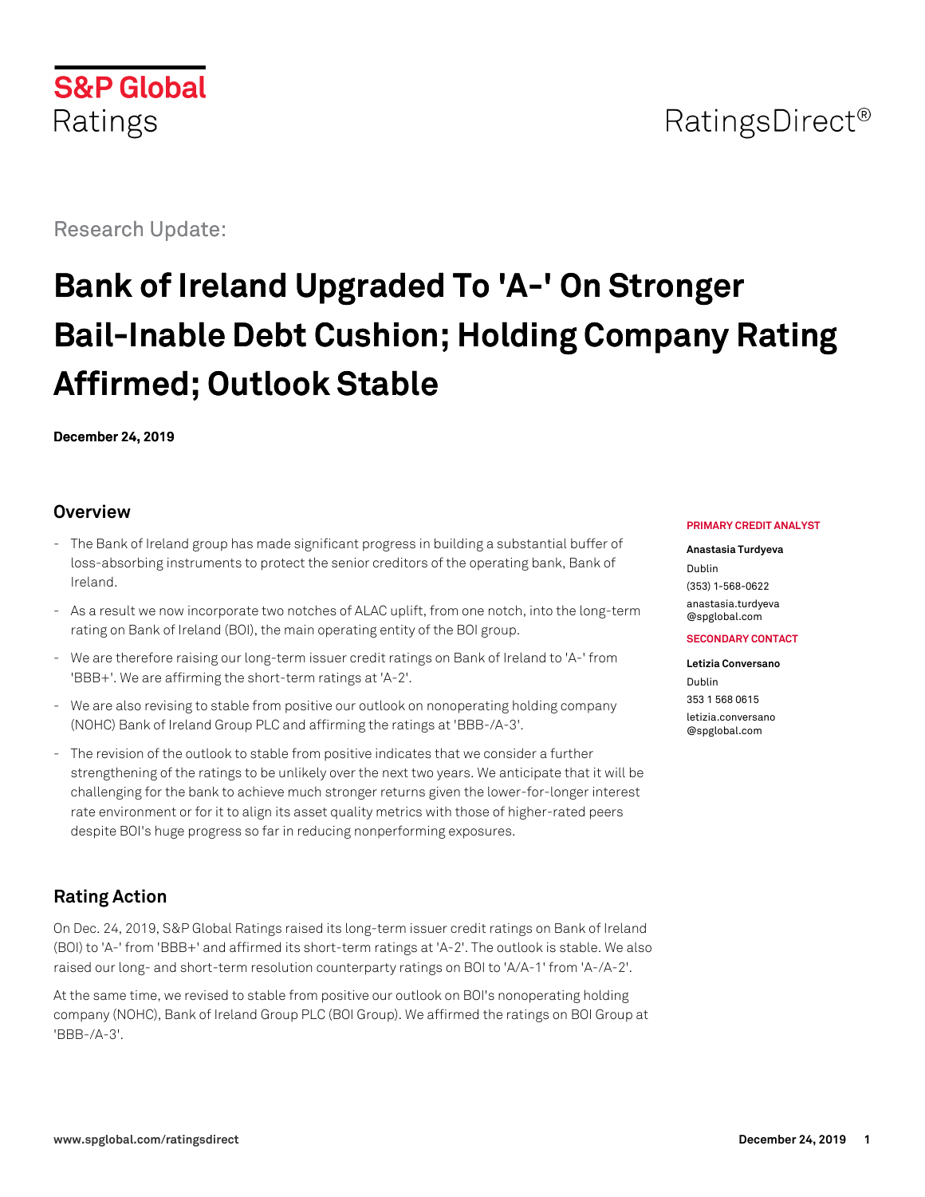S&P Global Ratings

RatingsDirect®

Research Update:

# Bank of Ireland Upgraded To 'A-' On Stronger Bail-Inable Debt Cushion; Holding Company Rating Affirmed; Outlook Stable

**December 24, 2019**

**PRIMARY CREDIT ANALYST**

**Anastasia Turdyeva**
Dublin
(353) 1-568-0622
anastasia.turdyeva@spglobal.com

**SECONDARY CONTACT**

**Letizia Conversano**
Dublin
353 1 568 0615
letizia.conversano@spglobal.com

## Overview

- The Bank of Ireland group has made significant progress in building a substantial buffer of loss-absorbing instruments to protect the senior creditors of the operating bank, Bank of Ireland.
- As a result we now incorporate two notches of ALAC uplift, from one notch, into the long-term rating on Bank of Ireland (BOI), the main operating entity of the BOI group.
- We are therefore raising our long-term issuer credit ratings on Bank of Ireland to 'A-' from 'BBB+'. We are affirming the short-term ratings at 'A-2'.
- We are also revising to stable from positive our outlook on nonoperating holding company (NOHC) Bank of Ireland Group PLC and affirming the ratings at 'BBB-/A-3'.
- The revision of the outlook to stable from positive indicates that we consider a further strengthening of the ratings to be unlikely over the next two years. We anticipate that it will be challenging for the bank to achieve much stronger returns given the lower-for-longer interest rate environment or for it to align its asset quality metrics with those of higher-rated peers despite BOI's huge progress so far in reducing nonperforming exposures.

## Rating Action

On Dec. 24, 2019, S&P Global Ratings raised its long-term issuer credit ratings on Bank of Ireland (BOI) to 'A-' from 'BBB+' and affirmed its short-term ratings at 'A-2'. The outlook is stable. We also raised our long- and short-term resolution counterparty ratings on BOI to 'A/A-1' from 'A-/A-2'.

At the same time, we revised to stable from positive our outlook on BOI's nonoperating holding company (NOHC), Bank of Ireland Group PLC (BOI Group). We affirmed the ratings on BOI Group at 'BBB-/A-3'.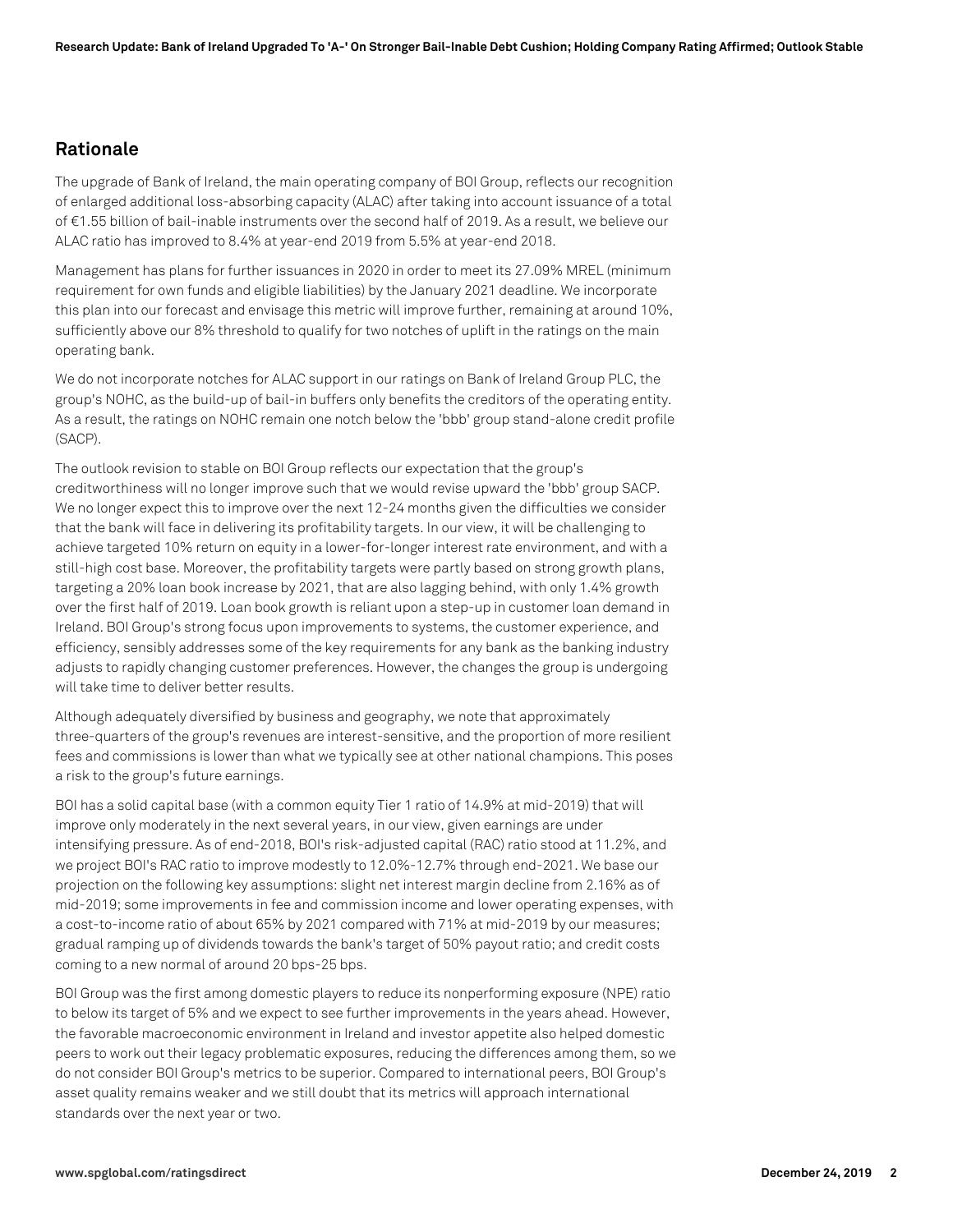## Rationale

The upgrade of Bank of Ireland, the main operating company of BOI Group, reflects our recognition of enlarged additional loss-absorbing capacity (ALAC) after taking into account issuance of a total of €1.55 billion of bail-inable instruments over the second half of 2019. As a result, we believe our ALAC ratio has improved to 8.4% at year-end 2019 from 5.5% at year-end 2018.

Management has plans for further issuances in 2020 in order to meet its 27.09% MREL (minimum requirement for own funds and eligible liabilities) by the January 2021 deadline. We incorporate this plan into our forecast and envisage this metric will improve further, remaining at around 10%, sufficiently above our 8% threshold to qualify for two notches of uplift in the ratings on the main operating bank.

We do not incorporate notches for ALAC support in our ratings on Bank of Ireland Group PLC, the group's NOHC, as the build-up of bail-in buffers only benefits the creditors of the operating entity. As a result, the ratings on NOHC remain one notch below the 'bbb' group stand-alone credit profile (SACP).

The outlook revision to stable on BOI Group reflects our expectation that the group's creditworthiness will no longer improve such that we would revise upward the 'bbb' group SACP. We no longer expect this to improve over the next 12-24 months given the difficulties we consider that the bank will face in delivering its profitability targets. In our view, it will be challenging to achieve targeted 10% return on equity in a lower-for-longer interest rate environment, and with a still-high cost base. Moreover, the profitability targets were partly based on strong growth plans, targeting a 20% loan book increase by 2021, that are also lagging behind, with only 1.4% growth over the first half of 2019. Loan book growth is reliant upon a step-up in customer loan demand in Ireland. BOI Group's strong focus upon improvements to systems, the customer experience, and efficiency, sensibly addresses some of the key requirements for any bank as the banking industry adjusts to rapidly changing customer preferences. However, the changes the group is undergoing will take time to deliver better results.

Although adequately diversified by business and geography, we note that approximately three-quarters of the group's revenues are interest-sensitive, and the proportion of more resilient fees and commissions is lower than what we typically see at other national champions. This poses a risk to the group's future earnings.

BOI has a solid capital base (with a common equity Tier 1 ratio of 14.9% at mid-2019) that will improve only moderately in the next several years, in our view, given earnings are under intensifying pressure. As of end-2018, BOI's risk-adjusted capital (RAC) ratio stood at 11.2%, and we project BOI's RAC ratio to improve modestly to 12.0%-12.7% through end-2021. We base our projection on the following key assumptions: slight net interest margin decline from 2.16% as of mid-2019; some improvements in fee and commission income and lower operating expenses, with a cost-to-income ratio of about 65% by 2021 compared with 71% at mid-2019 by our measures; gradual ramping up of dividends towards the bank's target of 50% payout ratio; and credit costs coming to a new normal of around 20 bps-25 bps.

BOI Group was the first among domestic players to reduce its nonperforming exposure (NPE) ratio to below its target of 5% and we expect to see further improvements in the years ahead. However, the favorable macroeconomic environment in Ireland and investor appetite also helped domestic peers to work out their legacy problematic exposures, reducing the differences among them, so we do not consider BOI Group's metrics to be superior. Compared to international peers, BOI Group's asset quality remains weaker and we still doubt that its metrics will approach international standards over the next year or two.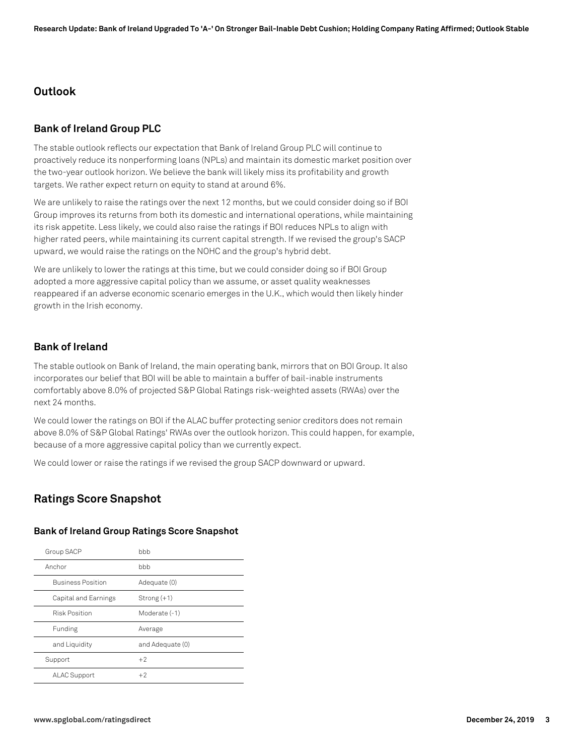## Outlook

### Bank of Ireland Group PLC

The stable outlook reflects our expectation that Bank of Ireland Group PLC will continue to proactively reduce its nonperforming loans (NPLs) and maintain its domestic market position over the two-year outlook horizon. We believe the bank will likely miss its profitability and growth targets. We rather expect return on equity to stand at around 6%.

We are unlikely to raise the ratings over the next 12 months, but we could consider doing so if BOI Group improves its returns from both its domestic and international operations, while maintaining its risk appetite. Less likely, we could also raise the ratings if BOI reduces NPLs to align with higher rated peers, while maintaining its current capital strength. If we revised the group's SACP upward, we would raise the ratings on the NOHC and the group's hybrid debt.

We are unlikely to lower the ratings at this time, but we could consider doing so if BOI Group adopted a more aggressive capital policy than we assume, or asset quality weaknesses reappeared if an adverse economic scenario emerges in the U.K., which would then likely hinder growth in the Irish economy.

### Bank of Ireland

The stable outlook on Bank of Ireland, the main operating bank, mirrors that on BOI Group. It also incorporates our belief that BOI will be able to maintain a buffer of bail-inable instruments comfortably above 8.0% of projected S&P Global Ratings risk-weighted assets (RWAs) over the next 24 months.

We could lower the ratings on BOI if the ALAC buffer protecting senior creditors does not remain above 8.0% of S&P Global Ratings' RWAs over the outlook horizon. This could happen, for example, because of a more aggressive capital policy than we currently expect.

We could lower or raise the ratings if we revised the group SACP downward or upward.

## Ratings Score Snapshot

### Bank of Ireland Group Ratings Score Snapshot

| | |
|---|---|
| Group SACP | bbb |
| Anchor | bbb |
| Business Position | Adequate (0) |
| Capital and Earnings | Strong (+1) |
| Risk Position | Moderate (-1) |
| Funding and Liquidity | Average and Adequate (0) |
| Support | +2 |
| ALAC Support | +2 |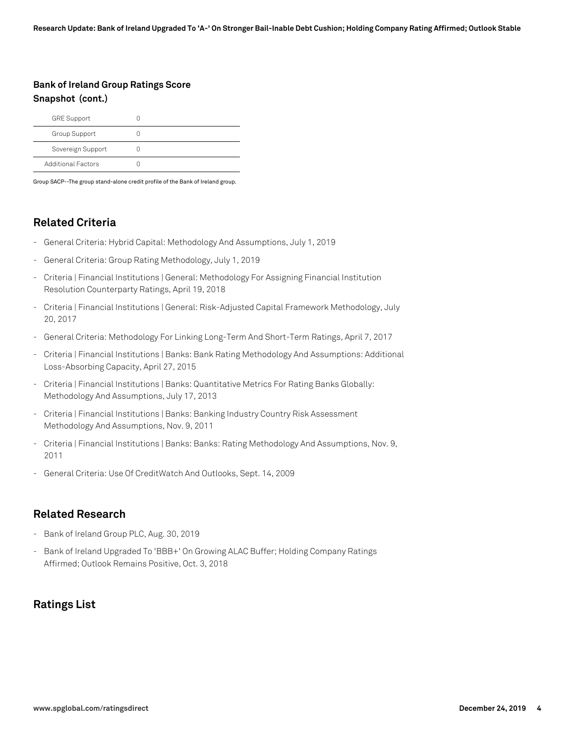### Bank of Ireland Group Ratings Score Snapshot (cont.)

| | |
|---|---|
| GRE Support | 0 |
| Group Support | 0 |
| Sovereign Support | 0 |
| Additional Factors | 0 |

Group SACP--The group stand-alone credit profile of the Bank of Ireland group.

## Related Criteria

- General Criteria: Hybrid Capital: Methodology And Assumptions, July 1, 2019
- General Criteria: Group Rating Methodology, July 1, 2019
- Criteria | Financial Institutions | General: Methodology For Assigning Financial Institution Resolution Counterparty Ratings, April 19, 2018
- Criteria | Financial Institutions | General: Risk-Adjusted Capital Framework Methodology, July 20, 2017
- General Criteria: Methodology For Linking Long-Term And Short-Term Ratings, April 7, 2017
- Criteria | Financial Institutions | Banks: Bank Rating Methodology And Assumptions: Additional Loss-Absorbing Capacity, April 27, 2015
- Criteria | Financial Institutions | Banks: Quantitative Metrics For Rating Banks Globally: Methodology And Assumptions, July 17, 2013
- Criteria | Financial Institutions | Banks: Banking Industry Country Risk Assessment Methodology And Assumptions, Nov. 9, 2011
- Criteria | Financial Institutions | Banks: Banks: Rating Methodology And Assumptions, Nov. 9, 2011
- General Criteria: Use Of CreditWatch And Outlooks, Sept. 14, 2009

## Related Research

- Bank of Ireland Group PLC, Aug. 30, 2019
- Bank of Ireland Upgraded To 'BBB+' On Growing ALAC Buffer; Holding Company Ratings Affirmed; Outlook Remains Positive, Oct. 3, 2018

## Ratings List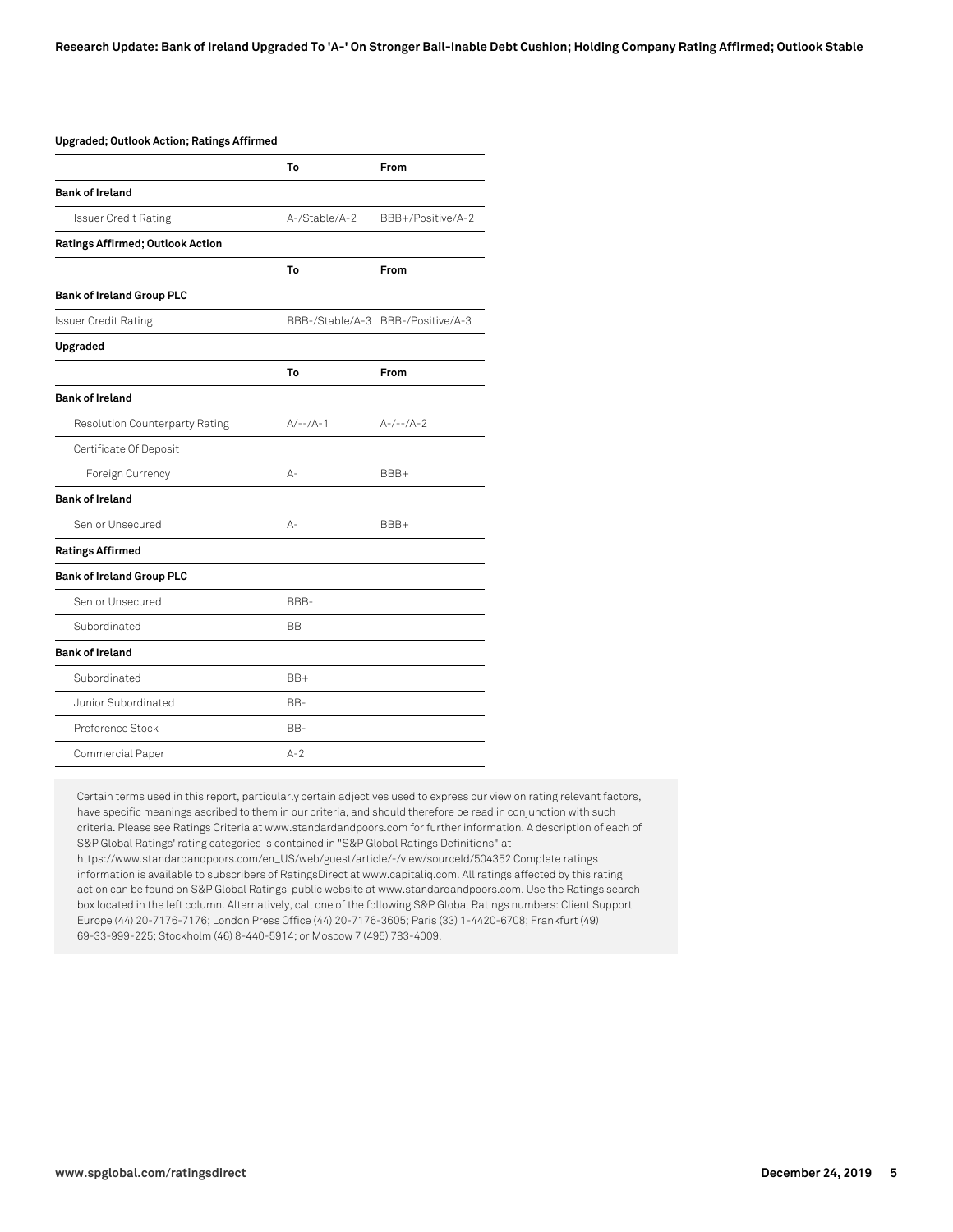**Upgraded; Outlook Action; Ratings Affirmed**

| | To | From |
|---|---|---|
| **Bank of Ireland** | | |
| Issuer Credit Rating | A-/Stable/A-2 | BBB+/Positive/A-2 |
| **Ratings Affirmed; Outlook Action** | | |
| | **To** | **From** |
| **Bank of Ireland Group PLC** | | |
| Issuer Credit Rating | BBB-/Stable/A-3 | BBB-/Positive/A-3 |
| **Upgraded** | | |
| | **To** | **From** |
| **Bank of Ireland** | | |
| Resolution Counterparty Rating | A/--/A-1 | A-/--/A-2 |
| Certificate Of Deposit | | |
| Foreign Currency | A- | BBB+ |
| **Bank of Ireland** | | |
| Senior Unsecured | A- | BBB+ |
| **Ratings Affirmed** | | |
| **Bank of Ireland Group PLC** | | |
| Senior Unsecured | BBB- | |
| Subordinated | BB | |
| **Bank of Ireland** | | |
| Subordinated | BB+ | |
| Junior Subordinated | BB- | |
| Preference Stock | BB- | |
| Commercial Paper | A-2 | |

Certain terms used in this report, particularly certain adjectives used to express our view on rating relevant factors, have specific meanings ascribed to them in our criteria, and should therefore be read in conjunction with such criteria. Please see Ratings Criteria at www.standardandpoors.com for further information. A description of each of S&P Global Ratings' rating categories is contained in "S&P Global Ratings Definitions" at https://www.standardandpoors.com/en_US/web/guest/article/-/view/sourceId/504352 Complete ratings information is available to subscribers of RatingsDirect at www.capitaliq.com. All ratings affected by this rating action can be found on S&P Global Ratings' public website at www.standardandpoors.com. Use the Ratings search box located in the left column. Alternatively, call one of the following S&P Global Ratings numbers: Client Support Europe (44) 20-7176-7176; London Press Office (44) 20-7176-3605; Paris (33) 1-4420-6708; Frankfurt (49) 69-33-999-225; Stockholm (46) 8-440-5914; or Moscow 7 (495) 783-4009.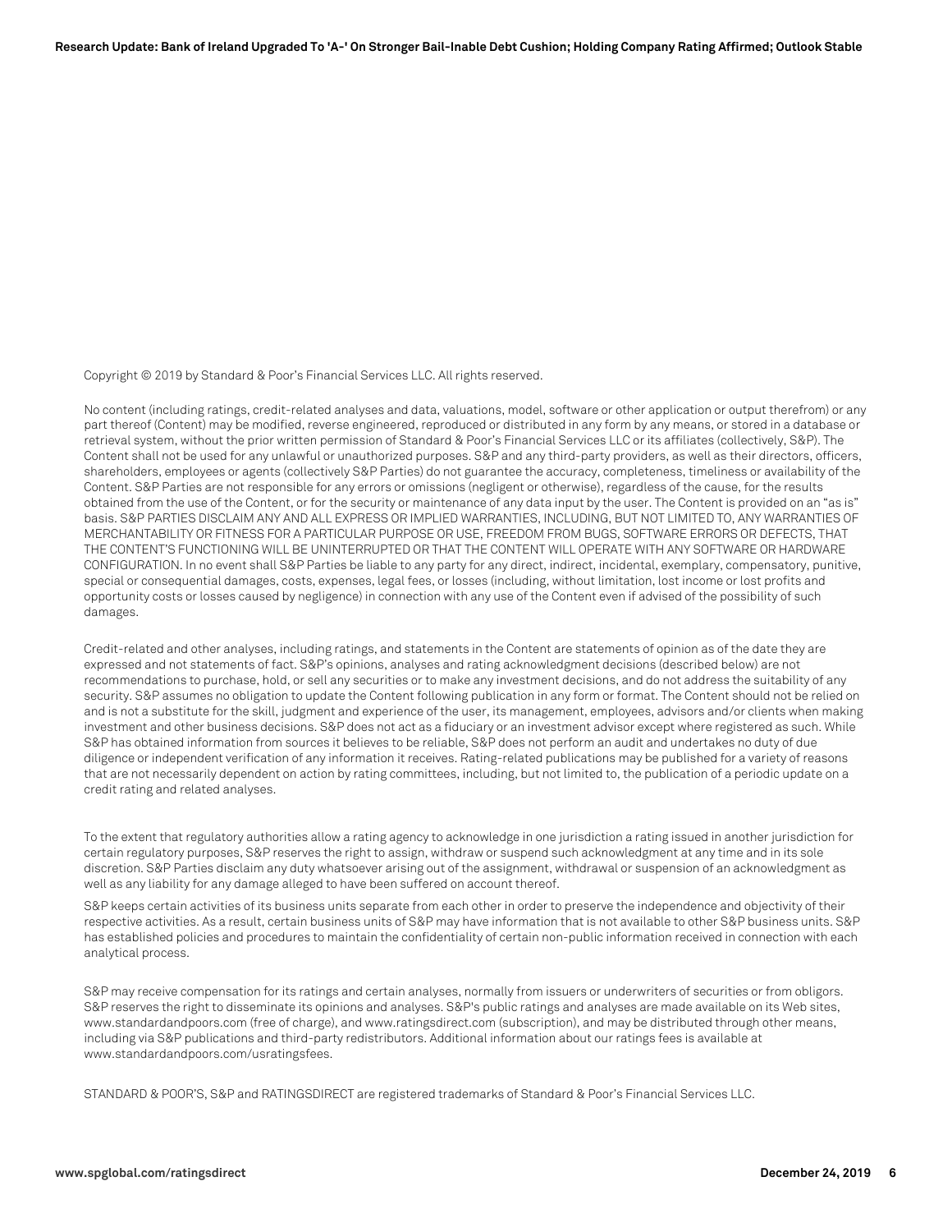Copyright © 2019 by Standard & Poor's Financial Services LLC. All rights reserved.

No content (including ratings, credit-related analyses and data, valuations, model, software or other application or output therefrom) or any part thereof (Content) may be modified, reverse engineered, reproduced or distributed in any form by any means, or stored in a database or retrieval system, without the prior written permission of Standard & Poor's Financial Services LLC or its affiliates (collectively, S&P). The Content shall not be used for any unlawful or unauthorized purposes. S&P and any third-party providers, as well as their directors, officers, shareholders, employees or agents (collectively S&P Parties) do not guarantee the accuracy, completeness, timeliness or availability of the Content. S&P Parties are not responsible for any errors or omissions (negligent or otherwise), regardless of the cause, for the results obtained from the use of the Content, or for the security or maintenance of any data input by the user. The Content is provided on an "as is" basis. S&P PARTIES DISCLAIM ANY AND ALL EXPRESS OR IMPLIED WARRANTIES, INCLUDING, BUT NOT LIMITED TO, ANY WARRANTIES OF MERCHANTABILITY OR FITNESS FOR A PARTICULAR PURPOSE OR USE, FREEDOM FROM BUGS, SOFTWARE ERRORS OR DEFECTS, THAT THE CONTENT'S FUNCTIONING WILL BE UNINTERRUPTED OR THAT THE CONTENT WILL OPERATE WITH ANY SOFTWARE OR HARDWARE CONFIGURATION. In no event shall S&P Parties be liable to any party for any direct, indirect, incidental, exemplary, compensatory, punitive, special or consequential damages, costs, expenses, legal fees, or losses (including, without limitation, lost income or lost profits and opportunity costs or losses caused by negligence) in connection with any use of the Content even if advised of the possibility of such damages.

Credit-related and other analyses, including ratings, and statements in the Content are statements of opinion as of the date they are expressed and not statements of fact. S&P's opinions, analyses and rating acknowledgment decisions (described below) are not recommendations to purchase, hold, or sell any securities or to make any investment decisions, and do not address the suitability of any security. S&P assumes no obligation to update the Content following publication in any form or format. The Content should not be relied on and is not a substitute for the skill, judgment and experience of the user, its management, employees, advisors and/or clients when making investment and other business decisions. S&P does not act as a fiduciary or an investment advisor except where registered as such. While S&P has obtained information from sources it believes to be reliable, S&P does not perform an audit and undertakes no duty of due diligence or independent verification of any information it receives. Rating-related publications may be published for a variety of reasons that are not necessarily dependent on action by rating committees, including, but not limited to, the publication of a periodic update on a credit rating and related analyses.

To the extent that regulatory authorities allow a rating agency to acknowledge in one jurisdiction a rating issued in another jurisdiction for certain regulatory purposes, S&P reserves the right to assign, withdraw or suspend such acknowledgment at any time and in its sole discretion. S&P Parties disclaim any duty whatsoever arising out of the assignment, withdrawal or suspension of an acknowledgment as well as any liability for any damage alleged to have been suffered on account thereof.

S&P keeps certain activities of its business units separate from each other in order to preserve the independence and objectivity of their respective activities. As a result, certain business units of S&P may have information that is not available to other S&P business units. S&P has established policies and procedures to maintain the confidentiality of certain non-public information received in connection with each analytical process.

S&P may receive compensation for its ratings and certain analyses, normally from issuers or underwriters of securities or from obligors. S&P reserves the right to disseminate its opinions and analyses. S&P's public ratings and analyses are made available on its Web sites, www.standardandpoors.com (free of charge), and www.ratingsdirect.com (subscription), and may be distributed through other means, including via S&P publications and third-party redistributors. Additional information about our ratings fees is available at www.standardandpoors.com/usratingsfees.

STANDARD & POOR'S, S&P and RATINGSDIRECT are registered trademarks of Standard & Poor's Financial Services LLC.